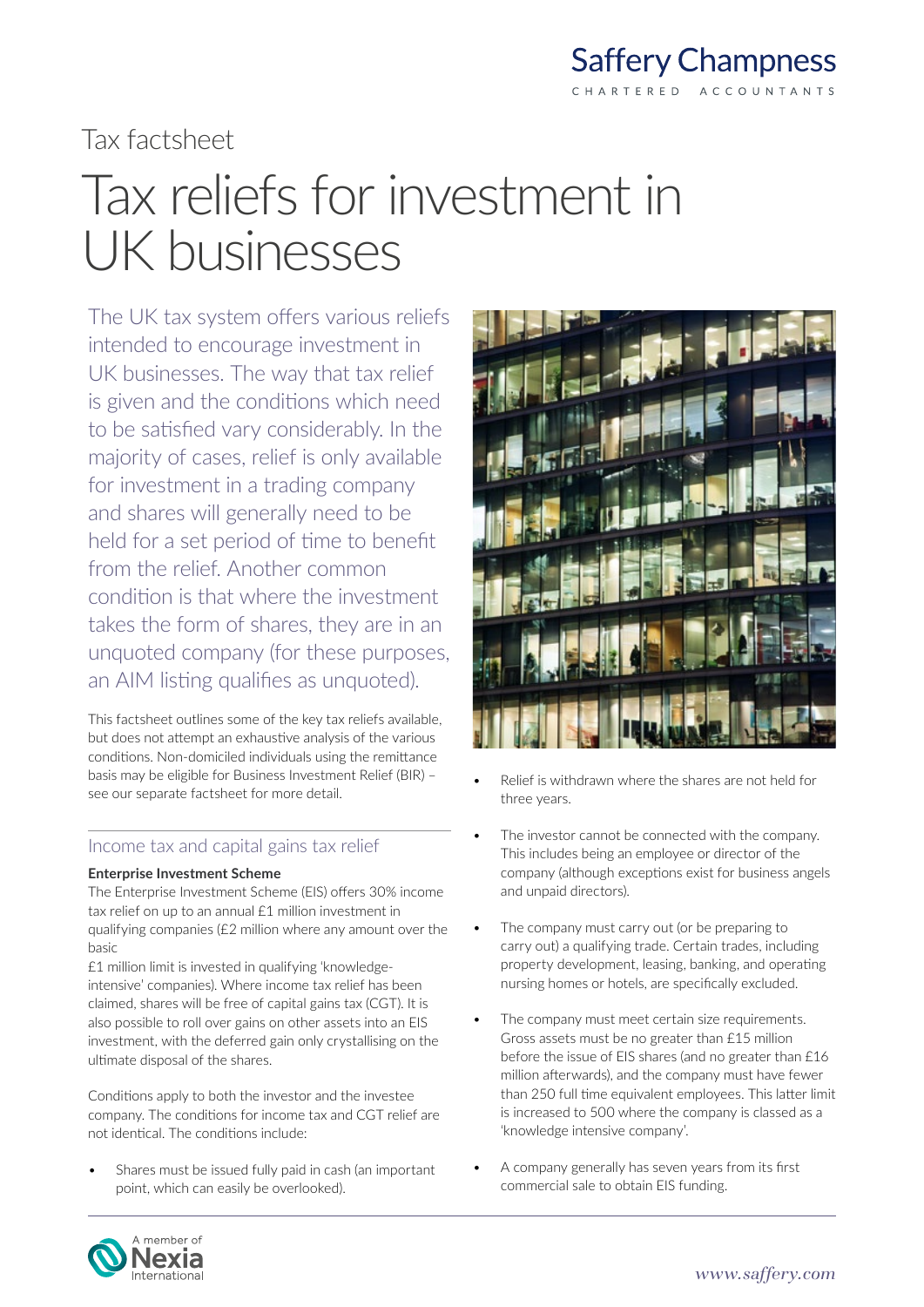Saffery Champness

CHARTERED ACCOUNTANTS

Tax factsheet

# Tax reliefs for investment in UK businesses

The UK tax system offers various reliefs intended to encourage investment in UK businesses. The way that tax relief is given and the conditions which need to be satisfied vary considerably. In the majority of cases, relief is only available for investment in a trading company and shares will generally need to be held for a set period of time to benefit from the relief. Another common condition is that where the investment takes the form of shares, they are in an unquoted company (for these purposes, an AIM listing qualifies as unquoted).

This factsheet outlines some of the key tax reliefs available, but does not attempt an exhaustive analysis of the various conditions. Non-domiciled individuals using the remittance basis may be eligible for Business Investment Relief (BIR) – see our separate factsheet for more detail.

## Income tax and capital gains tax relief

**Enterprise Investment Scheme**

The Enterprise Investment Scheme (EIS) offers 30% income tax relief on up to an annual £1 million investment in qualifying companies (£2 million where any amount over the basic £1 million limit is invested in qualifying 'knowledge-intensive' companies). Where income tax relief has been claimed, shares will be free of capital gains tax (CGT). It is also possible to roll over gains on other assets into an EIS investment, with the deferred gain only crystallising on the ultimate disposal of the shares.

Conditions apply to both the investor and the investee company. The conditions for income tax and CGT relief are not identical. The conditions include:

- Shares must be issued fully paid in cash (an important point, which can easily be overlooked).
- Relief is withdrawn where the shares are not held for three years.
- The investor cannot be connected with the company. This includes being an employee or director of the company (although exceptions exist for business angels and unpaid directors).
- The company must carry out (or be preparing to carry out) a qualifying trade. Certain trades, including property development, leasing, banking, and operating nursing homes or hotels, are specifically excluded.
- The company must meet certain size requirements. Gross assets must be no greater than £15 million before the issue of EIS shares (and no greater than £16 million afterwards), and the company must have fewer than 250 full time equivalent employees. This latter limit is increased to 500 where the company is classed as a 'knowledge intensive company'.
- A company generally has seven years from its first commercial sale to obtain EIS funding.

A member of Nexia International

www.saffery.com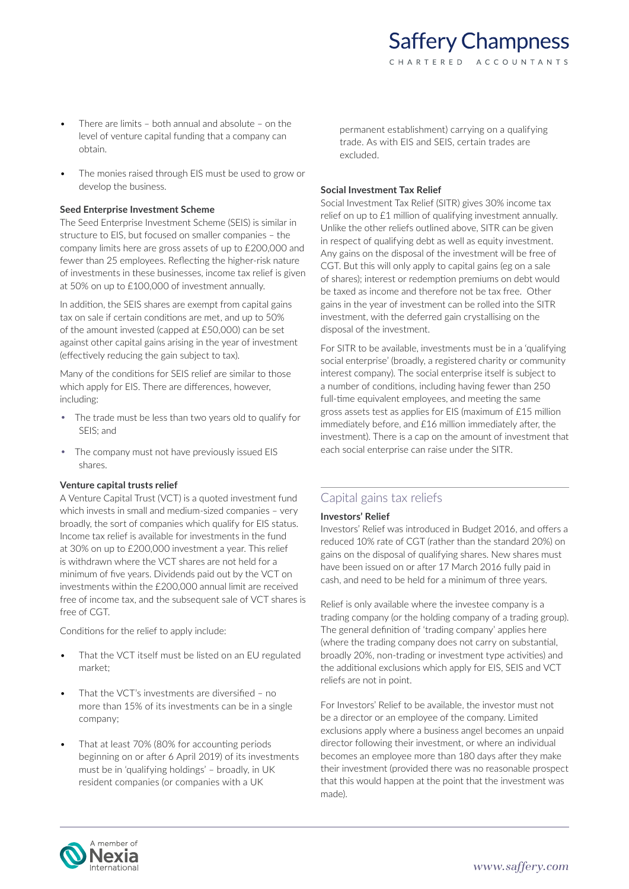- There are limits – both annual and absolute – on the level of venture capital funding that a company can obtain.
- The monies raised through EIS must be used to grow or develop the business.

**Seed Enterprise Investment Scheme**

The Seed Enterprise Investment Scheme (SEIS) is similar in structure to EIS, but focused on smaller companies – the company limits here are gross assets of up to £200,000 and fewer than 25 employees. Reflecting the higher-risk nature of investments in these businesses, income tax relief is given at 50% on up to £100,000 of investment annually.

In addition, the SEIS shares are exempt from capital gains tax on sale if certain conditions are met, and up to 50% of the amount invested (capped at £50,000) can be set against other capital gains arising in the year of investment (effectively reducing the gain subject to tax).

Many of the conditions for SEIS relief are similar to those which apply for EIS. There are differences, however, including:

- The trade must be less than two years old to qualify for SEIS; and
- The company must not have previously issued EIS shares.

**Venture capital trusts relief**

A Venture Capital Trust (VCT) is a quoted investment fund which invests in small and medium-sized companies – very broadly, the sort of companies which qualify for EIS status. Income tax relief is available for investments in the fund at 30% on up to £200,000 investment a year. This relief is withdrawn where the VCT shares are not held for a minimum of five years. Dividends paid out by the VCT on investments within the £200,000 annual limit are received free of income tax, and the subsequent sale of VCT shares is free of CGT.

Conditions for the relief to apply include:

- That the VCT itself must be listed on an EU regulated market;
- That the VCT's investments are diversified – no more than 15% of its investments can be in a single company;
- That at least 70% (80% for accounting periods beginning on or after 6 April 2019) of its investments must be in 'qualifying holdings' – broadly, in UK resident companies (or companies with a UK permanent establishment) carrying on a qualifying trade. As with EIS and SEIS, certain trades are excluded.

**Social Investment Tax Relief**

Social Investment Tax Relief (SITR) gives 30% income tax relief on up to £1 million of qualifying investment annually. Unlike the other reliefs outlined above, SITR can be given in respect of qualifying debt as well as equity investment. Any gains on the disposal of the investment will be free of CGT. But this will only apply to capital gains (eg on a sale of shares); interest or redemption premiums on debt would be taxed as income and therefore not be tax free. Other gains in the year of investment can be rolled into the SITR investment, with the deferred gain crystallising on the disposal of the investment.

For SITR to be available, investments must be in a 'qualifying social enterprise' (broadly, a registered charity or community interest company). The social enterprise itself is subject to a number of conditions, including having fewer than 250 full-time equivalent employees, and meeting the same gross assets test as applies for EIS (maximum of £15 million immediately before, and £16 million immediately after, the investment). There is a cap on the amount of investment that each social enterprise can raise under the SITR.

## Capital gains tax reliefs

**Investors' Relief**

Investors' Relief was introduced in Budget 2016, and offers a reduced 10% rate of CGT (rather than the standard 20%) on gains on the disposal of qualifying shares. New shares must have been issued on or after 17 March 2016 fully paid in cash, and need to be held for a minimum of three years.

Relief is only available where the investee company is a trading company (or the holding company of a trading group). The general definition of 'trading company' applies here (where the trading company does not carry on substantial, broadly 20%, non-trading or investment type activities) and the additional exclusions which apply for EIS, SEIS and VCT reliefs are not in point.

For Investors' Relief to be available, the investor must not be a director or an employee of the company. Limited exclusions apply where a business angel becomes an unpaid director following their investment, or where an individual becomes an employee more than 180 days after they make their investment (provided there was no reasonable prospect that this would happen at the point that the investment was made).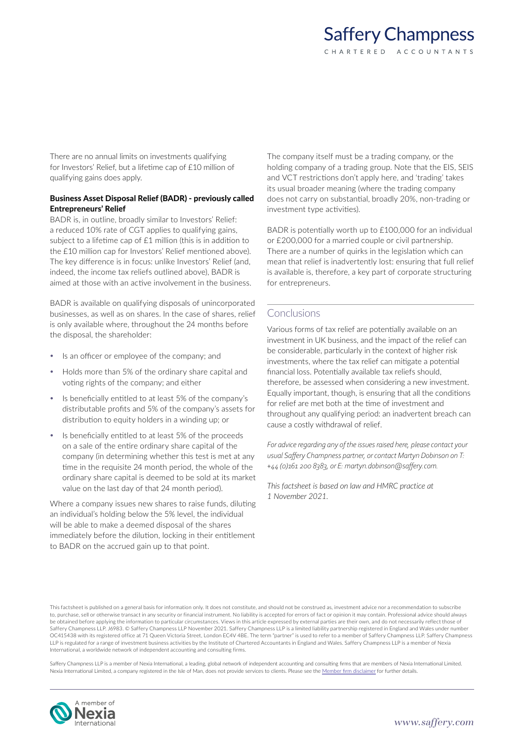There are no annual limits on investments qualifying for Investors' Relief, but a lifetime cap of £10 million of qualifying gains does apply.

**Business Asset Disposal Relief (BADR) - previously called Entrepreneurs' Relief**

BADR is, in outline, broadly similar to Investors' Relief: a reduced 10% rate of CGT applies to qualifying gains, subject to a lifetime cap of £1 million (this is in addition to the £10 million cap for Investors' Relief mentioned above). The key difference is in focus: unlike Investors' Relief (and, indeed, the income tax reliefs outlined above), BADR is aimed at those with an active involvement in the business.

BADR is available on qualifying disposals of unincorporated businesses, as well as on shares. In the case of shares, relief is only available where, throughout the 24 months before the disposal, the shareholder:

- Is an officer or employee of the company; and
- Holds more than 5% of the ordinary share capital and voting rights of the company; and either
- Is beneficially entitled to at least 5% of the company's distributable profits and 5% of the company's assets for distribution to equity holders in a winding up; or
- Is beneficially entitled to at least 5% of the proceeds on a sale of the entire ordinary share capital of the company (in determining whether this test is met at any time in the requisite 24 month period, the whole of the ordinary share capital is deemed to be sold at its market value on the last day of that 24 month period).

Where a company issues new shares to raise funds, diluting an individual's holding below the 5% level, the individual will be able to make a deemed disposal of the shares immediately before the dilution, locking in their entitlement to BADR on the accrued gain up to that point.

The company itself must be a trading company, or the holding company of a trading group. Note that the EIS, SEIS and VCT restrictions don't apply here, and 'trading' takes its usual broader meaning (where the trading company does not carry on substantial, broadly 20%, non-trading or investment type activities).

BADR is potentially worth up to £100,000 for an individual or £200,000 for a married couple or civil partnership. There are a number of quirks in the legislation which can mean that relief is inadvertently lost: ensuring that full relief is available is, therefore, a key part of corporate structuring for entrepreneurs.

## Conclusions

Various forms of tax relief are potentially available on an investment in UK business, and the impact of the relief can be considerable, particularly in the context of higher risk investments, where the tax relief can mitigate a potential financial loss. Potentially available tax reliefs should, therefore, be assessed when considering a new investment. Equally important, though, is ensuring that all the conditions for relief are met both at the time of investment and throughout any qualifying period: an inadvertent breach can cause a costly withdrawal of relief.

*For advice regarding any of the issues raised here, please contact your usual Saffery Champness partner, or contact Martyn Dobinson on T: +44 (0)161 200 8383, or E: martyn.dobinson@saffery.com.*

*This factsheet is based on law and HMRC practice at 1 November 2021.*

This factsheet is published on a general basis for information only. It does not constitute, and should not be construed as, investment advice nor a recommendation to subscribe to, purchase, sell or otherwise transact in any security or financial instrument. No liability is accepted for errors of fact or opinion it may contain. Professional advice should always be obtained before applying the information to particular circumstances. Views in this article expressed by external parties are their own, and do not necessarily reflect those of Saffery Champness LLP. J6983. © Saffery Champness LLP November 2021. Saffery Champness LLP is a limited liability partnership registered in England and Wales under number OC415438 with its registered office at 71 Queen Victoria Street, London EC4V 4BE. The term "partner" is used to refer to a member of Saffery Champness LLP. Saffery Champness LLP is regulated for a range of investment business activities by the Institute of Chartered Accountants in England and Wales. Saffery Champness LLP is a member of Nexia International, a worldwide network of independent accounting and consulting firms.

Saffery Champness LLP is a member of Nexia International, a leading, global network of independent accounting and consulting firms that are members of Nexia International Limited. Nexia International Limited, a company registered in the Isle of Man, does not provide services to clients. Please see the Member firm disclaimer for further details.